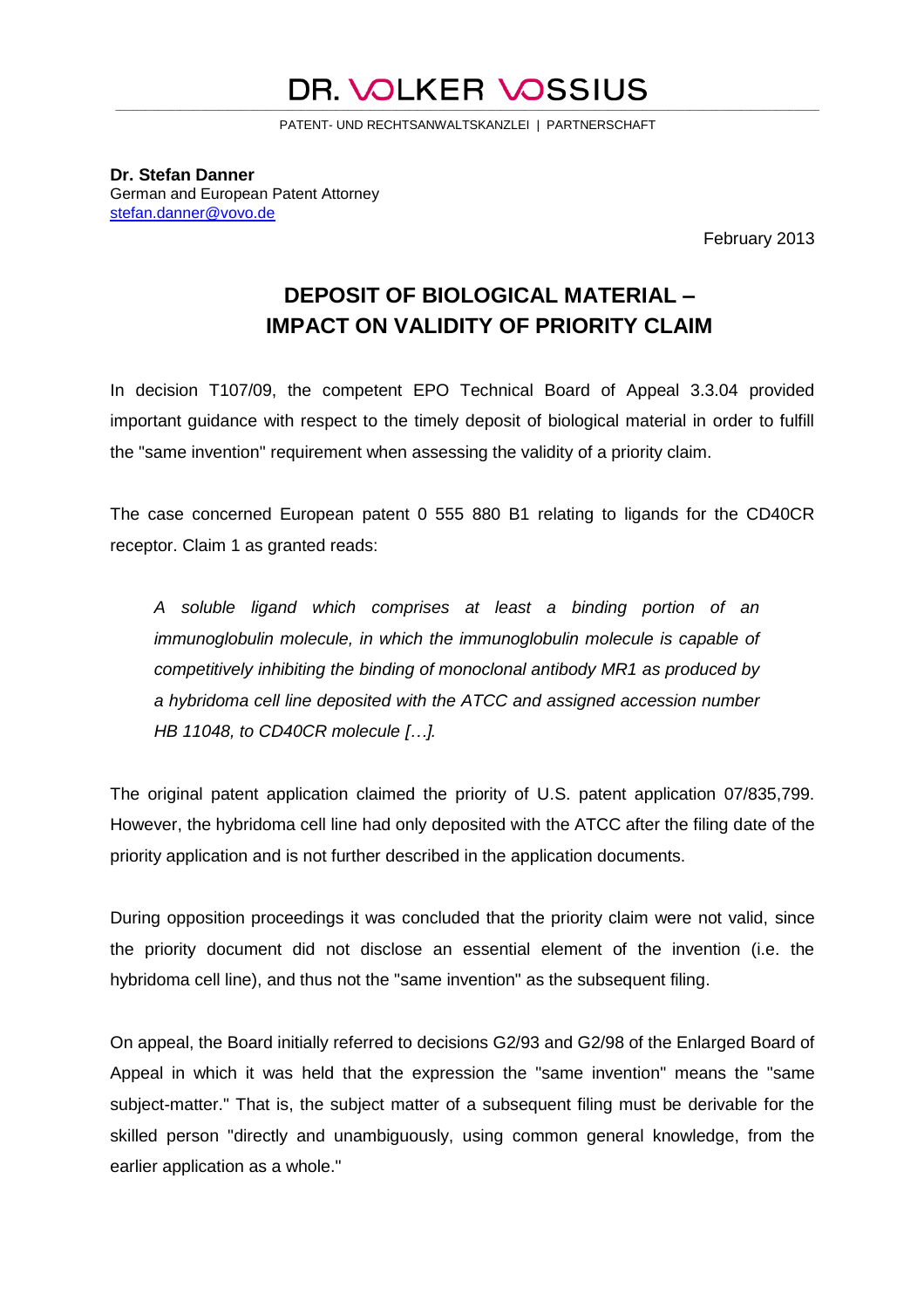# DR. VOLKER VOSSIUS

PATENT- UND RECHTSANWALTSKANZLEI | PARTNERSCHAFT

**Dr. Stefan Danner**
German and European Patent Attorney
stefan.danner@vovo.de

February 2013

## DEPOSIT OF BIOLOGICAL MATERIAL – IMPACT ON VALIDITY OF PRIORITY CLAIM

In decision T107/09, the competent EPO Technical Board of Appeal 3.3.04 provided important guidance with respect to the timely deposit of biological material in order to fulfill the "same invention" requirement when assessing the validity of a priority claim.

The case concerned European patent 0 555 880 B1 relating to ligands for the CD40CR receptor. Claim 1 as granted reads:

> *A soluble ligand which comprises at least a binding portion of an immunoglobulin molecule, in which the immunoglobulin molecule is capable of competitively inhibiting the binding of monoclonal antibody MR1 as produced by a hybridoma cell line deposited with the ATCC and assigned accession number HB 11048, to CD40CR molecule […].*

The original patent application claimed the priority of U.S. patent application 07/835,799. However, the hybridoma cell line had only deposited with the ATCC after the filing date of the priority application and is not further described in the application documents.

During opposition proceedings it was concluded that the priority claim were not valid, since the priority document did not disclose an essential element of the invention (i.e. the hybridoma cell line), and thus not the "same invention" as the subsequent filing.

On appeal, the Board initially referred to decisions G2/93 and G2/98 of the Enlarged Board of Appeal in which it was held that the expression the "same invention" means the "same subject-matter." That is, the subject matter of a subsequent filing must be derivable for the skilled person "directly and unambiguously, using common general knowledge, from the earlier application as a whole."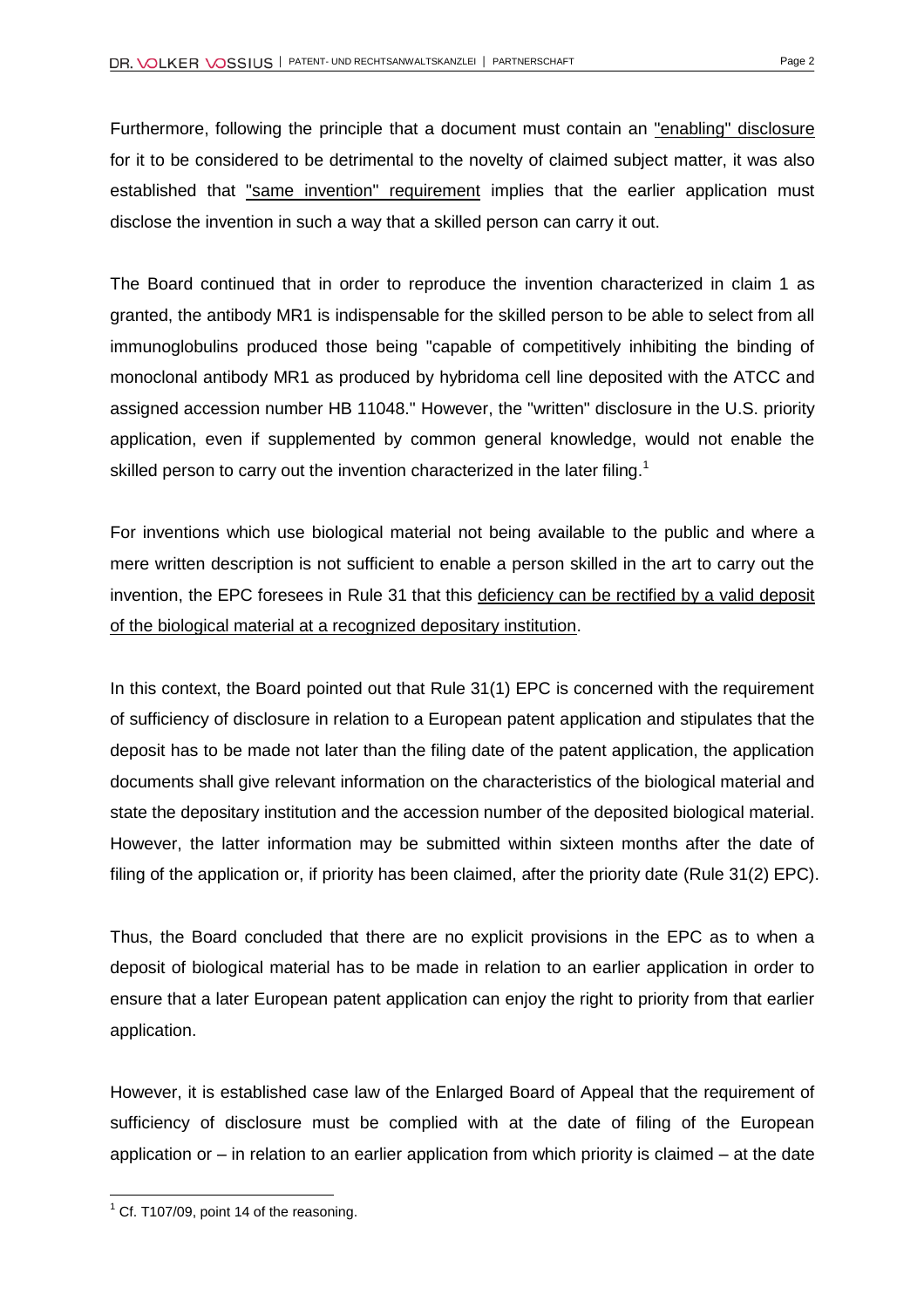Furthermore, following the principle that a document must contain an <u>"enabling" disclosure</u> for it to be considered to be detrimental to the novelty of claimed subject matter, it was also established that <u>"same invention" requirement</u> implies that the earlier application must disclose the invention in such a way that a skilled person can carry it out.

The Board continued that in order to reproduce the invention characterized in claim 1 as granted, the antibody MR1 is indispensable for the skilled person to be able to select from all immunoglobulins produced those being "capable of competitively inhibiting the binding of monoclonal antibody MR1 as produced by hybridoma cell line deposited with the ATCC and assigned accession number HB 11048." However, the "written" disclosure in the U.S. priority application, even if supplemented by common general knowledge, would not enable the skilled person to carry out the invention characterized in the later filing.[1]

For inventions which use biological material not being available to the public and where a mere written description is not sufficient to enable a person skilled in the art to carry out the invention, the EPC foresees in Rule 31 that this <u>deficiency can be rectified by a valid deposit of the biological material at a recognized depositary institution</u>.

In this context, the Board pointed out that Rule 31(1) EPC is concerned with the requirement of sufficiency of disclosure in relation to a European patent application and stipulates that the deposit has to be made not later than the filing date of the patent application, the application documents shall give relevant information on the characteristics of the biological material and state the depositary institution and the accession number of the deposited biological material. However, the latter information may be submitted within sixteen months after the date of filing of the application or, if priority has been claimed, after the priority date (Rule 31(2) EPC).

Thus, the Board concluded that there are no explicit provisions in the EPC as to when a deposit of biological material has to be made in relation to an earlier application in order to ensure that a later European patent application can enjoy the right to priority from that earlier application.

However, it is established case law of the Enlarged Board of Appeal that the requirement of sufficiency of disclosure must be complied with at the date of filing of the European application or – in relation to an earlier application from which priority is claimed – at the date

---

[1] Cf. T107/09, point 14 of the reasoning.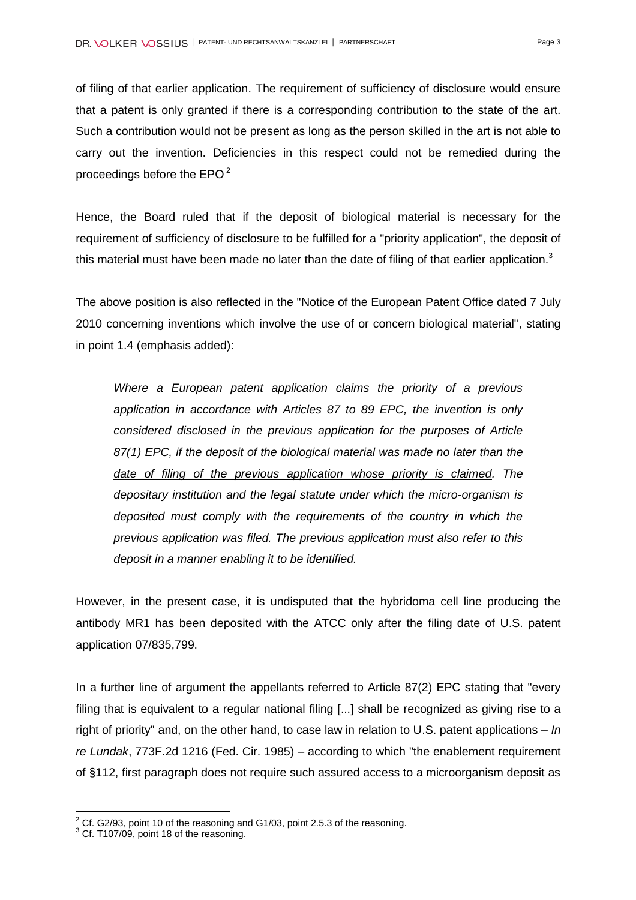of filing of that earlier application. The requirement of sufficiency of disclosure would ensure that a patent is only granted if there is a corresponding contribution to the state of the art. Such a contribution would not be present as long as the person skilled in the art is not able to carry out the invention. Deficiencies in this respect could not be remedied during the proceedings before the EPO[2]

Hence, the Board ruled that if the deposit of biological material is necessary for the requirement of sufficiency of disclosure to be fulfilled for a "priority application", the deposit of this material must have been made no later than the date of filing of that earlier application.[3]

The above position is also reflected in the "Notice of the European Patent Office dated 7 July 2010 concerning inventions which involve the use of or concern biological material", stating in point 1.4 (emphasis added):

> *Where a European patent application claims the priority of a previous application in accordance with Articles 87 to 89 EPC, the invention is only considered disclosed in the previous application for the purposes of Article 87(1) EPC, if the <u>deposit of the biological material was made no later than the date of filing of the previous application whose priority is claimed</u>. The depositary institution and the legal statute under which the micro-organism is deposited must comply with the requirements of the country in which the previous application was filed. The previous application must also refer to this deposit in a manner enabling it to be identified.*

However, in the present case, it is undisputed that the hybridoma cell line producing the antibody MR1 has been deposited with the ATCC only after the filing date of U.S. patent application 07/835,799.

In a further line of argument the appellants referred to Article 87(2) EPC stating that "every filing that is equivalent to a regular national filing [...] shall be recognized as giving rise to a right of priority" and, on the other hand, to case law in relation to U.S. patent applications – *In re Lundak*, 773F.2d 1216 (Fed. Cir. 1985) – according to which "the enablement requirement of §112, first paragraph does not require such assured access to a microorganism deposit as

---

[2] Cf. G2/93, point 10 of the reasoning and G1/03, point 2.5.3 of the reasoning.

[3] Cf. T107/09, point 18 of the reasoning.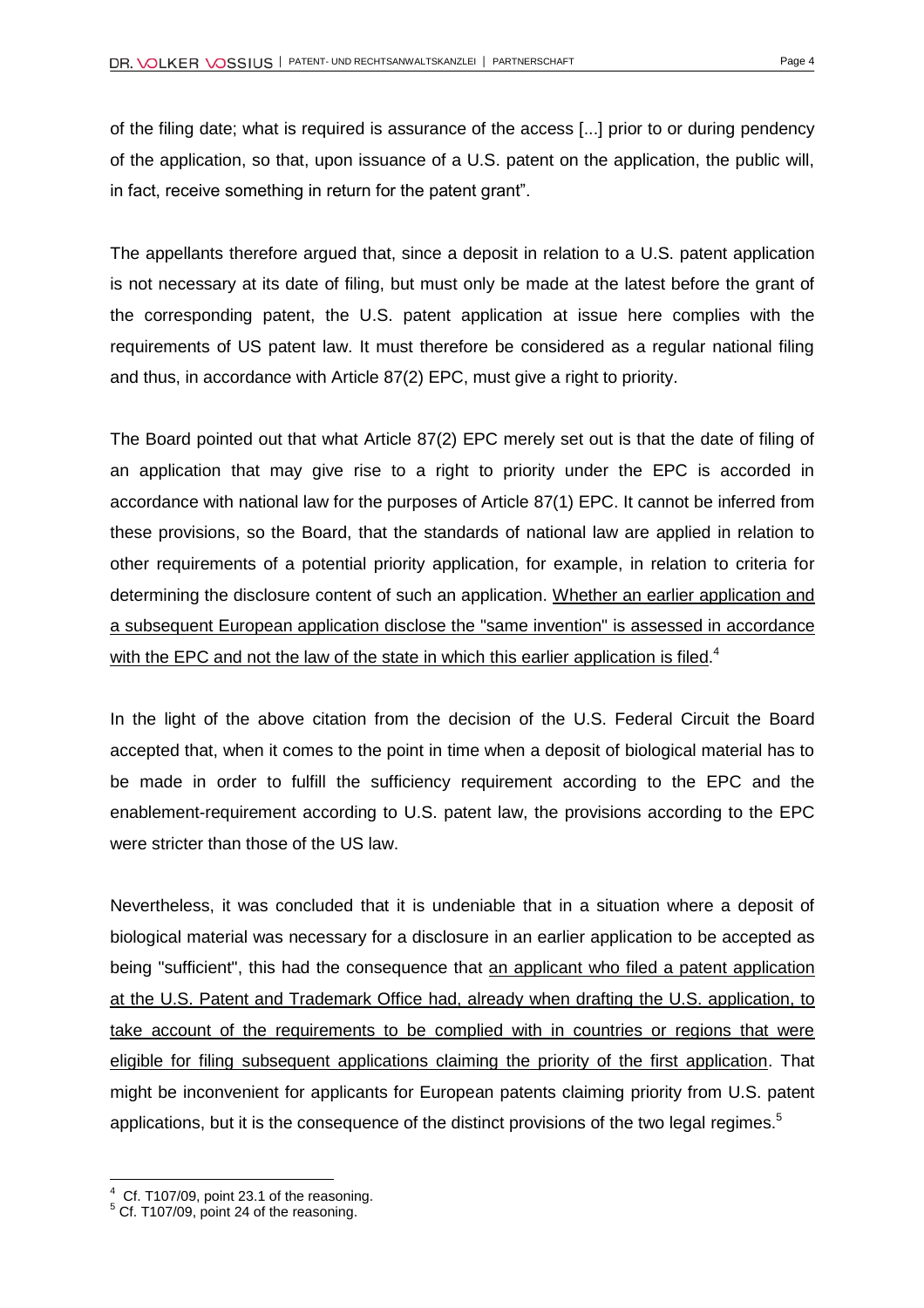of the filing date; what is required is assurance of the access [...] prior to or during pendency of the application, so that, upon issuance of a U.S. patent on the application, the public will, in fact, receive something in return for the patent grant".

The appellants therefore argued that, since a deposit in relation to a U.S. patent application is not necessary at its date of filing, but must only be made at the latest before the grant of the corresponding patent, the U.S. patent application at issue here complies with the requirements of US patent law. It must therefore be considered as a regular national filing and thus, in accordance with Article 87(2) EPC, must give a right to priority.

The Board pointed out that what Article 87(2) EPC merely set out is that the date of filing of an application that may give rise to a right to priority under the EPC is accorded in accordance with national law for the purposes of Article 87(1) EPC. It cannot be inferred from these provisions, so the Board, that the standards of national law are applied in relation to other requirements of a potential priority application, for example, in relation to criteria for determining the disclosure content of such an application. <u>Whether an earlier application and a subsequent European application disclose the "same invention" is assessed in accordance with the EPC and not the law of the state in which this earlier application is filed</u>.[4]

In the light of the above citation from the decision of the U.S. Federal Circuit the Board accepted that, when it comes to the point in time when a deposit of biological material has to be made in order to fulfill the sufficiency requirement according to the EPC and the enablement-requirement according to U.S. patent law, the provisions according to the EPC were stricter than those of the US law.

Nevertheless, it was concluded that it is undeniable that in a situation where a deposit of biological material was necessary for a disclosure in an earlier application to be accepted as being "sufficient", this had the consequence that <u>an applicant who filed a patent application at the U.S. Patent and Trademark Office had, already when drafting the U.S. application, to take account of the requirements to be complied with in countries or regions that were eligible for filing subsequent applications claiming the priority of the first application</u>. That might be inconvenient for applicants for European patents claiming priority from U.S. patent applications, but it is the consequence of the distinct provisions of the two legal regimes.[5]

---

[4] Cf. T107/09, point 23.1 of the reasoning.

[5] Cf. T107/09, point 24 of the reasoning.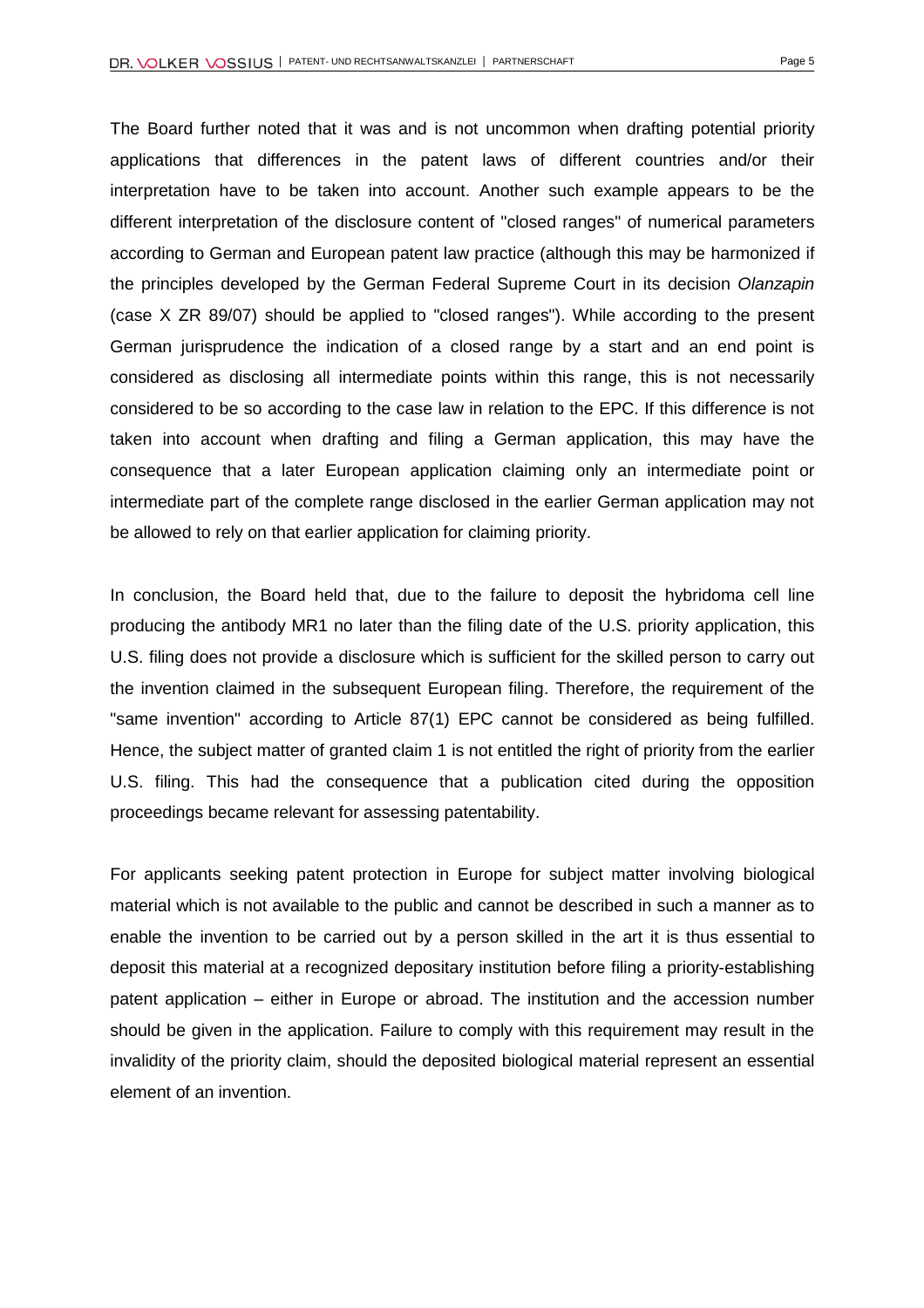The Board further noted that it was and is not uncommon when drafting potential priority applications that differences in the patent laws of different countries and/or their interpretation have to be taken into account. Another such example appears to be the different interpretation of the disclosure content of "closed ranges" of numerical parameters according to German and European patent law practice (although this may be harmonized if the principles developed by the German Federal Supreme Court in its decision *Olanzapin* (case X ZR 89/07) should be applied to "closed ranges"). While according to the present German jurisprudence the indication of a closed range by a start and an end point is considered as disclosing all intermediate points within this range, this is not necessarily considered to be so according to the case law in relation to the EPC. If this difference is not taken into account when drafting and filing a German application, this may have the consequence that a later European application claiming only an intermediate point or intermediate part of the complete range disclosed in the earlier German application may not be allowed to rely on that earlier application for claiming priority.

In conclusion, the Board held that, due to the failure to deposit the hybridoma cell line producing the antibody MR1 no later than the filing date of the U.S. priority application, this U.S. filing does not provide a disclosure which is sufficient for the skilled person to carry out the invention claimed in the subsequent European filing. Therefore, the requirement of the "same invention" according to Article 87(1) EPC cannot be considered as being fulfilled. Hence, the subject matter of granted claim 1 is not entitled the right of priority from the earlier U.S. filing. This had the consequence that a publication cited during the opposition proceedings became relevant for assessing patentability.

For applicants seeking patent protection in Europe for subject matter involving biological material which is not available to the public and cannot be described in such a manner as to enable the invention to be carried out by a person skilled in the art it is thus essential to deposit this material at a recognized depositary institution before filing a priority-establishing patent application – either in Europe or abroad. The institution and the accession number should be given in the application. Failure to comply with this requirement may result in the invalidity of the priority claim, should the deposited biological material represent an essential element of an invention.